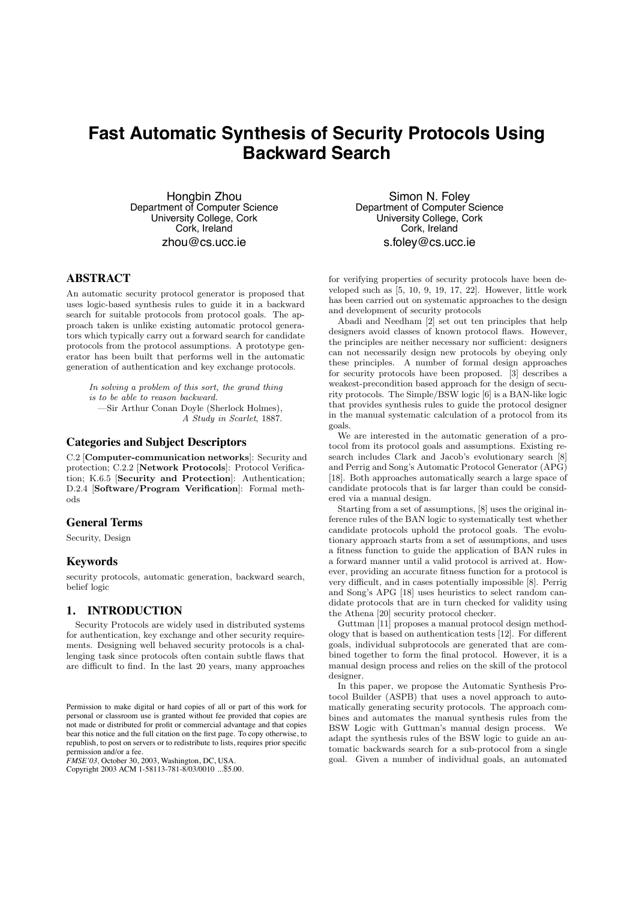# Fast Automatic Synthesis of Security Protocols Using Backward Search

Hongbin Zhou
Department of Computer Science
University College, Cork
Cork, Ireland
zhou@cs.ucc.ie

Simon N. Foley
Department of Computer Science
University College, Cork
Cork, Ireland
s.foley@cs.ucc.ie

## ABSTRACT

An automatic security protocol generator is proposed that uses logic-based synthesis rules to guide it in a backward search for suitable protocols from protocol goals. The approach taken is unlike existing automatic protocol generators which typically carry out a forward search for candidate protocols from the protocol assumptions. A prototype generator has been built that performs well in the automatic generation of authentication and key exchange protocols.

> *In solving a problem of this sort, the grand thing is to be able to reason backward.*
> —Sir Arthur Conan Doyle (Sherlock Holmes), *A Study in Scarlet*, 1887.

## Categories and Subject Descriptors

C.2 [**Computer-communication networks**]: Security and protection; C.2.2 [**Network Protocols**]: Protocol Verification; K.6.5 [**Security and Protection**]: Authentication; D.2.4 [**Software/Program Verification**]: Formal methods

## General Terms

Security, Design

## Keywords

security protocols, automatic generation, backward search, belief logic

## 1. INTRODUCTION

Security Protocols are widely used in distributed systems for authentication, key exchange and other security requirements. Designing well behaved security protocols is a challenging task since protocols often contain subtle flaws that are difficult to find. In the last 20 years, many approaches for verifying properties of security protocols have been developed such as [5, 10, 9, 19, 17, 22]. However, little work has been carried out on systematic approaches to the design and development of security protocols

Abadi and Needham [2] set out ten principles that help designers avoid classes of known protocol flaws. However, the principles are neither necessary nor sufficient: designers can not necessarily design new protocols by obeying only these principles. A number of formal design approaches for security protocols have been proposed. [3] describes a weakest-precondition based approach for the design of security protocols. The Simple/BSW logic [6] is a BAN-like logic that provides synthesis rules to guide the protocol designer in the manual systematic calculation of a protocol from its goals.

We are interested in the automatic generation of a protocol from its protocol goals and assumptions. Existing research includes Clark and Jacob's evolutionary search [8] and Perrig and Song's Automatic Protocol Generator (APG) [18]. Both approaches automatically search a large space of candidate protocols that is far larger than could be considered via a manual design.

Starting from a set of assumptions, [8] uses the original inference rules of the BAN logic to systematically test whether candidate protocols uphold the protocol goals. The evolutionary approach starts from a set of assumptions, and uses a fitness function to guide the application of BAN rules in a forward manner until a valid protocol is arrived at. However, providing an accurate fitness function for a protocol is very difficult, and in cases potentially impossible [8]. Perrig and Song's APG [18] uses heuristics to select random candidate protocols that are in turn checked for validity using the Athena [20] security protocol checker.

Guttman [11] proposes a manual protocol design methodology that is based on authentication tests [12]. For different goals, individual subprotocols are generated that are combined together to form the final protocol. However, it is a manual design process and relies on the skill of the protocol designer.

In this paper, we propose the Automatic Synthesis Protocol Builder (ASPB) that uses a novel approach to automatically generating security protocols. The approach combines and automates the manual synthesis rules from the BSW Logic with Guttman's manual design process. We adapt the synthesis rules of the BSW logic to guide an automatic backwards search for a sub-protocol from a single goal. Given a number of individual goals, an automated

Permission to make digital or hard copies of all or part of this work for personal or classroom use is granted without fee provided that copies are not made or distributed for profit or commercial advantage and that copies bear this notice and the full citation on the first page. To copy otherwise, to republish, to post on servers or to redistribute to lists, requires prior specific permission and/or a fee.
*FMSE'03*, October 30, 2003, Washington, DC, USA.
Copyright 2003 ACM 1-58113-781-8/03/0010 ...$5.00.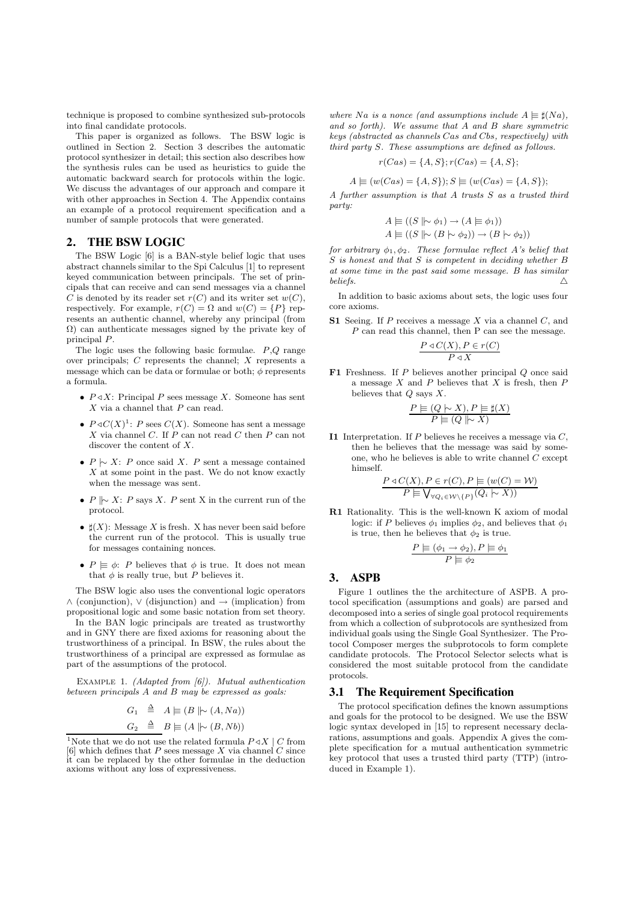technique is proposed to combine synthesized sub-protocols into final candidate protocols.

This paper is organized as follows. The BSW logic is outlined in Section 2. Section 3 describes the automatic protocol synthesizer in detail; this section also describes how the synthesis rules can be used as heuristics to guide the automatic backward search for protocols within the logic. We discuss the advantages of our approach and compare it with other approaches in Section 4. The Appendix contains an example of a protocol requirement specification and a number of sample protocols that were generated.

## 2. THE BSW LOGIC

The BSW Logic [6] is a BAN-style belief logic that uses abstract channels similar to the Spi Calculus [1] to represent keyed communication between principals. The set of principals that can receive and can send messages via a channel $C$ is denoted by its reader set $r(C)$ and its writer set $w(C)$, respectively. For example, $r(C) = \Omega$ and $w(C) = \{P\}$ represents an authentic channel, whereby any principal (from $\Omega$) can authenticate messages signed by the private key of principal $P$.

The logic uses the following basic formulae. $P$,$Q$ range over principals; $C$ represents the channel; $X$ represents a message which can be data or formulae or both; $\phi$ represents a formula.

- $P \triangleleft X$: Principal $P$ sees message $X$. Someone has sent $X$ via a channel that $P$ can read.
- $P \triangleleft C(X)$[1]: $P$ sees $C(X)$. Someone has sent a message $X$ via channel $C$. If $P$ can not read $C$ then $P$ can not discover the content of $X$.
- $P \mid\!\sim X$: $P$ once said $X$. $P$ sent a message contained $X$ at some point in the past. We do not know exactly when the message was sent.
- $P \parallel\!\sim X$: $P$ says $X$. $P$ sent X in the current run of the protocol.
- $\sharp(X)$: Message $X$ is fresh. X has never been said before the current run of the protocol. This is usually true for messages containing nonces.
- $P \mid\equiv \phi$: $P$ believes that $\phi$ is true. It does not mean that $\phi$ is really true, but $P$ believes it.

The BSW logic also uses the conventional logic operators $\wedge$ (conjunction), $\vee$ (disjunction) and $\rightarrow$ (implication) from propositional logic and some basic notation from set theory.

In the BAN logic principals are treated as trustworthy and in GNY there are fixed axioms for reasoning about the trustworthiness of a principal. In BSW, the rules about the trustworthiness of a principal are expressed as formulae as part of the assumptions of the protocol.

Example 1. *(Adapted from [6]). Mutual authentication between principals A and B may be expressed as goals:*

$$G_1 \triangleq A \mid\equiv (B \parallel\!\sim (A, Na))$$
$$G_2 \triangleq B \mid\equiv (A \parallel\!\sim (B, Nb))$$

*where $Na$ is a nonce (and assumptions include $A \mid\equiv \sharp(Na)$, and so forth). We assume that $A$ and $B$ share symmetric keys (abstracted as channels $Cas$ and $Cbs$, respectively) with third party $S$. These assumptions are defined as follows.*

$$r(Cas) = \{A, S\}; r(Cas) = \{A, S\};$$

$$A \mid\equiv (w(Cas) = \{A, S\}); S \mid\equiv (w(Cas) = \{A, S\});$$

*A further assumption is that A trusts S as a trusted third party:*

$$A \mid\equiv ((S \parallel\!\sim \phi_1) \rightarrow (A \mid\equiv \phi_1))$$
$$A \mid\equiv ((S \parallel\!\sim (B \mid\!\sim \phi_2)) \rightarrow (B \mid\!\sim \phi_2))$$

*for arbitrary $\phi_1, \phi_2$. These formulae reflect A's belief that S is honest and that S is competent in deciding whether B at some time in the past said some message. B has similar beliefs.* △

In addition to basic axioms about sets, the logic uses four core axioms.

**S1** Seeing. If $P$ receives a message $X$ via a channel $C$, and $P$ can read this channel, then P can see the message.

$$\frac{P \triangleleft C(X), P \in r(C)}{P \triangleleft X}$$

**F1** Freshness. If $P$ believes another principal $Q$ once said a message $X$ and $P$ believes that $X$ is fresh, then $P$ believes that $Q$ says $X$.

$$\frac{P \mid\equiv (Q \mid\!\sim X), P \mid\equiv \sharp(X)}{P \mid\equiv (Q \parallel\!\sim X)}$$

**I1** Interpretation. If $P$ believes he receives a message via $C$, then he believes that the message was said by someone, who he believes is able to write channel $C$ except himself.

$$\frac{P \triangleleft C(X), P \in r(C), P \mid\equiv (w(C) = \mathcal{W})}{P \mid\equiv \bigvee_{\forall Q_i \in \mathcal{W} \setminus \{P\}} (Q_i \mid\!\sim X))}$$

**R1** Rationality. This is the well-known K axiom of modal logic: if $P$ believes $\phi_1$ implies $\phi_2$, and believes that $\phi_1$ is true, then he believes that $\phi_2$ is true.

$$\frac{P \mid\equiv (\phi_1 \rightarrow \phi_2), P \mid\equiv \phi_1}{P \mid\equiv \phi_2}$$

## 3. ASPB

Figure 1 outlines the the architecture of ASPB. A protocol specification (assumptions and goals) are parsed and decomposed into a series of single goal protocol requirements from which a collection of subprotocols are synthesized from individual goals using the Single Goal Synthesizer. The Protocol Composer merges the subprotocols to form complete candidate protocols. The Protocol Selector selects what is considered the most suitable protocol from the candidate protocols.

### 3.1 The Requirement Specification

The protocol specification defines the known assumptions and goals for the protocol to be designed. We use the BSW logic syntax developed in [15] to represent necessary declarations, assumptions and goals. Appendix A gives the complete specification for a mutual authentication symmetric key protocol that uses a trusted third party (TTP) (introduced in Example 1).

[1]Note that we do not use the related formula $P \triangleleft X \mid C$ from [6] which defines that $P$ sees message $X$ via channel $C$ since it can be replaced by the other formulae in the deduction axioms without any loss of expressiveness.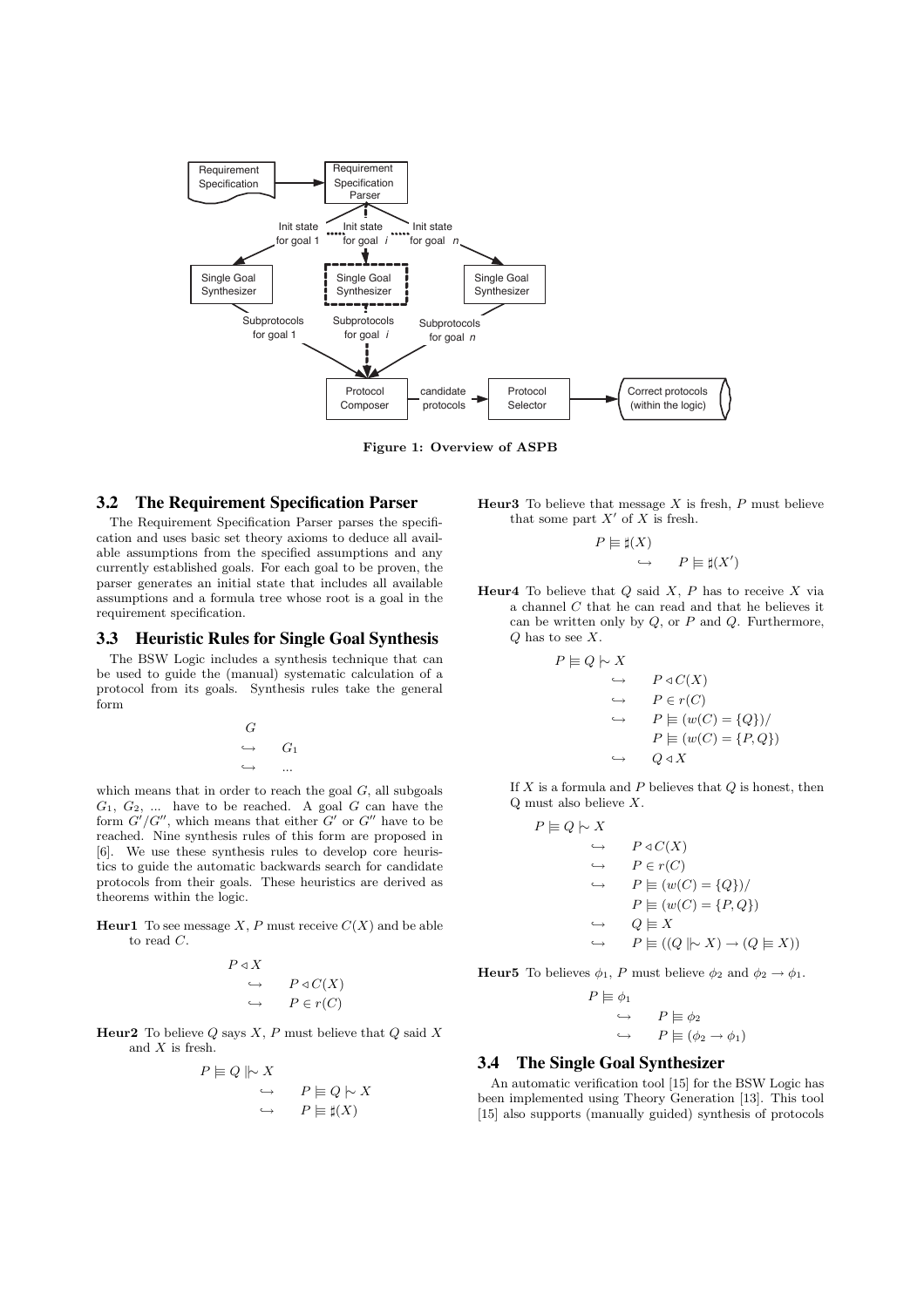Figure 1: Overview of ASPB

### 3.2 The Requirement Specification Parser

The Requirement Specification Parser parses the specification and uses basic set theory axioms to deduce all available assumptions from the specified assumptions and any currently established goals. For each goal to be proven, the parser generates an initial state that includes all available assumptions and a formula tree whose root is a goal in the requirement specification.

### 3.3 Heuristic Rules for Single Goal Synthesis

The BSW Logic includes a synthesis technique that can be used to guide the (manual) systematic calculation of a protocol from its goals. Synthesis rules take the general form

$$\begin{array}{ll} G & \\ \hookrightarrow & G_1 \\ \hookrightarrow & ... \end{array}$$

which means that in order to reach the goal $G$, all subgoals $G_1$, $G_2$, ... have to be reached. A goal $G$ can have the form $G'/G''$, which means that either $G'$ or $G''$ have to be reached. Nine synthesis rules of this form are proposed in [6]. We use these synthesis rules to develop core heuristics to guide the automatic backwards search for candidate protocols from their goals. These heuristics are derived as theorems within the logic.

**Heur1** To see message $X$, $P$ must receive $C(X)$ and be able to read $C$.

$$\begin{array}{ll} P \triangleleft X & \\ \hookrightarrow & P \triangleleft C(X) \\ \hookrightarrow & P \in r(C) \end{array}$$

**Heur2** To believe $Q$ says $X$, $P$ must believe that $Q$ said $X$ and $X$ is fresh.

$$\begin{array}{ll} P \models Q \Vdash X & \\ \hookrightarrow & P \models Q \mid\sim X \\ \hookrightarrow & P \models \sharp(X) \end{array}$$

**Heur3** To believe that message $X$ is fresh, $P$ must believe that some part $X'$ of $X$ is fresh.

$$\begin{array}{ll} P \models \sharp(X) & \\ \hookrightarrow & P \models \sharp(X') \end{array}$$

**Heur4** To believe that $Q$ said $X$, $P$ has to receive $X$ via a channel $C$ that he can read and that he believes it can be written only by $Q$, or $P$ and $Q$. Furthermore, $Q$ has to see $X$.

$$\begin{array}{ll} P \models Q \mid\sim X & \\ \hookrightarrow & P \triangleleft C(X) \\ \hookrightarrow & P \in r(C) \\ \hookrightarrow & P \models (w(C) = \{Q\}) / \\ & P \models (w(C) = \{P, Q\}) \\ \hookrightarrow & Q \triangleleft X \end{array}$$

If $X$ is a formula and $P$ believes that $Q$ is honest, then $Q$ must also believe $X$.

$$\begin{array}{ll} P \models Q \mid\sim X & \\ \hookrightarrow & P \triangleleft C(X) \\ \hookrightarrow & P \in r(C) \\ \hookrightarrow & P \models (w(C) = \{Q\}) / \\ & P \models (w(C) = \{P, Q\}) \\ \hookrightarrow & Q \models X \\ \hookrightarrow & P \models ((Q \Vdash X) \rightarrow (Q \models X)) \end{array}$$

**Heur5** To believes $\phi_1$, $P$ must believe $\phi_2$ and $\phi_2 \rightarrow \phi_1$.

$$\begin{array}{ll} P \models \phi_1 & \\ \hookrightarrow & P \models \phi_2 \\ \hookrightarrow & P \models (\phi_2 \rightarrow \phi_1) \end{array}$$

### 3.4 The Single Goal Synthesizer

An automatic verification tool [15] for the BSW Logic has been implemented using Theory Generation [13]. This tool [15] also supports (manually guided) synthesis of protocols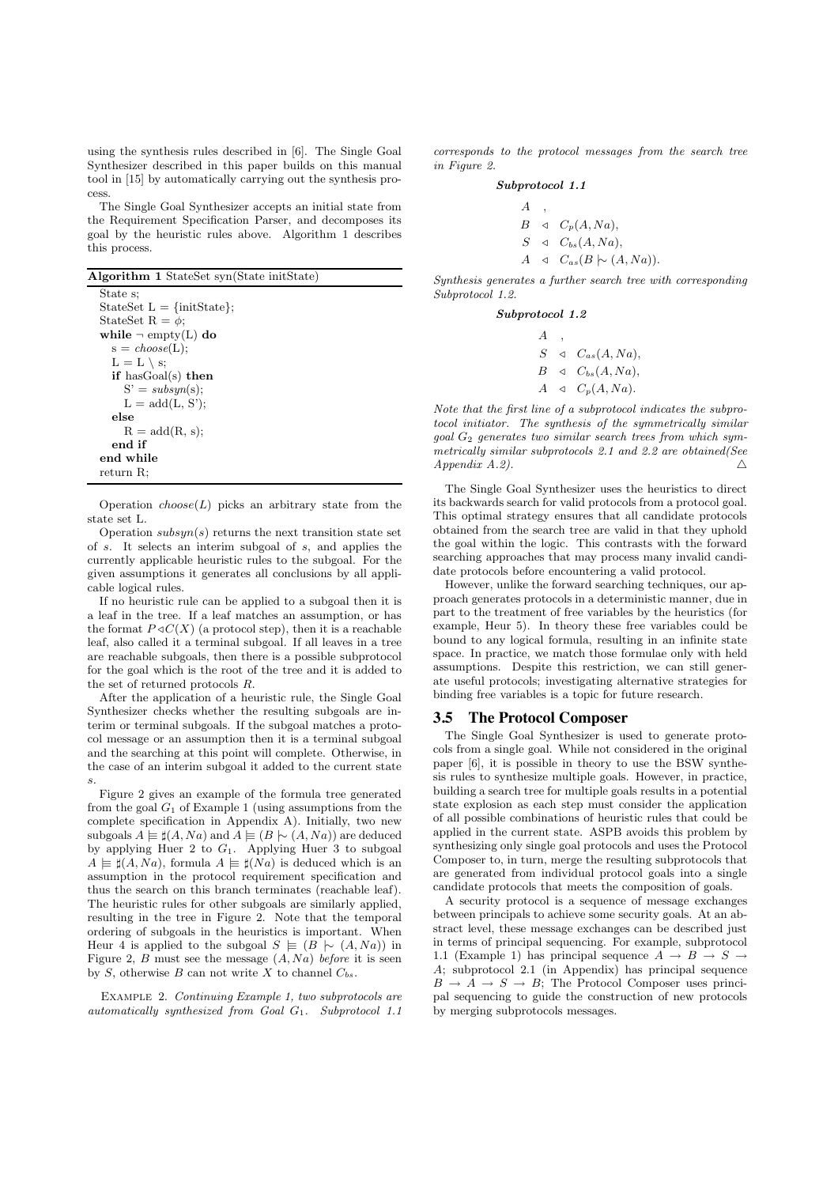using the synthesis rules described in [6]. The Single Goal Synthesizer described in this paper builds on this manual tool in [15] by automatically carrying out the synthesis process.

The Single Goal Synthesizer accepts an initial state from the Requirement Specification Parser, and decomposes its goal by the heuristic rules above. Algorithm 1 describes this process.

**Algorithm 1** StateSet syn(State initState)

```
State s;
StateSet L = {initState};
StateSet R = φ;
while ¬ empty(L) do
  s = choose(L);
  L = L \ s;
  if hasGoal(s) then
    S' = subsyn(s);
    L = add(L, S');
  else
    R = add(R, s);
  end if
end while
return R;
```

Operation $choose(L)$ picks an arbitrary state from the state set L.

Operation $subsyn(s)$ returns the next transition state set of s. It selects an interim subgoal of s, and applies the currently applicable heuristic rules to the subgoal. For the given assumptions it generates all conclusions by all applicable logical rules.

If no heuristic rule can be applied to a subgoal then it is a leaf in the tree. If a leaf matches an assumption, or has the format $P \triangleleft C(X)$ (a protocol step), then it is a reachable leaf, also called it a terminal subgoal. If all leaves in a tree are reachable subgoals, then there is a possible subprotocol for the goal which is the root of the tree and it is added to the set of returned protocols R.

After the application of a heuristic rule, the Single Goal Synthesizer checks whether the resulting subgoals are interim or terminal subgoals. If the subgoal matches a protocol message or an assumption then it is a terminal subgoal and the searching at this point will complete. Otherwise, in the case of an interim subgoal it added to the current state s.

Figure 2 gives an example of the formula tree generated from the goal $G_1$ of Example 1 (using assumptions from the complete specification in Appendix A). Initially, two new subgoals $A \models \sharp(A, Na)$ and $A \models (B \mid\!\sim (A, Na))$ are deduced by applying Huer 2 to $G_1$. Applying Huer 3 to subgoal $A \models \sharp(A, Na)$, formula $A \models \sharp(Na)$ is deduced which is an assumption in the protocol requirement specification and thus the search on this branch terminates (reachable leaf). The heuristic rules for other subgoals are similarly applied, resulting in the tree in Figure 2. Note that the temporal ordering of subgoals in the heuristics is important. When Heur 4 is applied to the subgoal $S \models (B \mid\!\sim (A, Na))$ in Figure 2, $B$ must see the message $(A, Na)$ *before* it is seen by $S$, otherwise $B$ can not write $X$ to channel $C_{bs}$.

Example 2. *Continuing Example 1, two subprotocols are automatically synthesized from Goal $G_1$. Subprotocol 1.1 corresponds to the protocol messages from the search tree in Figure 2.*

***Subprotocol 1.1***

$$
\begin{aligned}
&A \;\;, \\
&B \;\triangleleft\; C_p(A, Na), \\
&S \;\triangleleft\; C_{bs}(A, Na), \\
&A \;\triangleleft\; C_{as}(B \mid\!\sim (A, Na)).
\end{aligned}
$$

*Synthesis generates a further search tree with corresponding Subprotocol 1.2.*

***Subprotocol 1.2***

$$
\begin{aligned}
&A \;\;, \\
&S \;\triangleleft\; C_{as}(A, Na), \\
&B \;\triangleleft\; C_{bs}(A, Na), \\
&A \;\triangleleft\; C_p(A, Na).
\end{aligned}
$$

*Note that the first line of a subprotocol indicates the subprotocol initiator. The synthesis of the symmetrically similar goal $G_2$ generates two similar search trees from which symmetrically similar subprotocols 2.1 and 2.2 are obtained(See Appendix A.2).* △

The Single Goal Synthesizer uses the heuristics to direct its backwards search for valid protocols from a protocol goal. This optimal strategy ensures that all candidate protocols obtained from the search tree are valid in that they uphold the goal within the logic. This contrasts with the forward searching approaches that may process many invalid candidate protocols before encountering a valid protocol.

However, unlike the forward searching techniques, our approach generates protocols in a deterministic manner, due in part to the treatment of free variables by the heuristics (for example, Heur 5). In theory these free variables could be bound to any logical formula, resulting in an infinite state space. In practice, we match those formulae only with held assumptions. Despite this restriction, we can still generate useful protocols; investigating alternative strategies for binding free variables is a topic for future research.

## 3.5 The Protocol Composer

The Single Goal Synthesizer is used to generate protocols from a single goal. While not considered in the original paper [6], it is possible in theory to use the BSW synthesis rules to synthesize multiple goals. However, in practice, building a search tree for multiple goals results in a potential state explosion as each step must consider the application of all possible combinations of heuristic rules that could be applied in the current state. ASPB avoids this problem by synthesizing only single goal protocols and uses the Protocol Composer to, in turn, merge the resulting subprotocols that are generated from individual protocol goals into a single candidate protocols that meets the composition of goals.

A security protocol is a sequence of message exchanges between principals to achieve some security goals. At an abstract level, these message exchanges can be described just in terms of principal sequencing. For example, subprotocol 1.1 (Example 1) has principal sequence $A \to B \to S \to A$; subprotocol 2.1 (in Appendix) has principal sequence $B \to A \to S \to B$; The Protocol Composer uses principal sequencing to guide the construction of new protocols by merging subprotocols messages.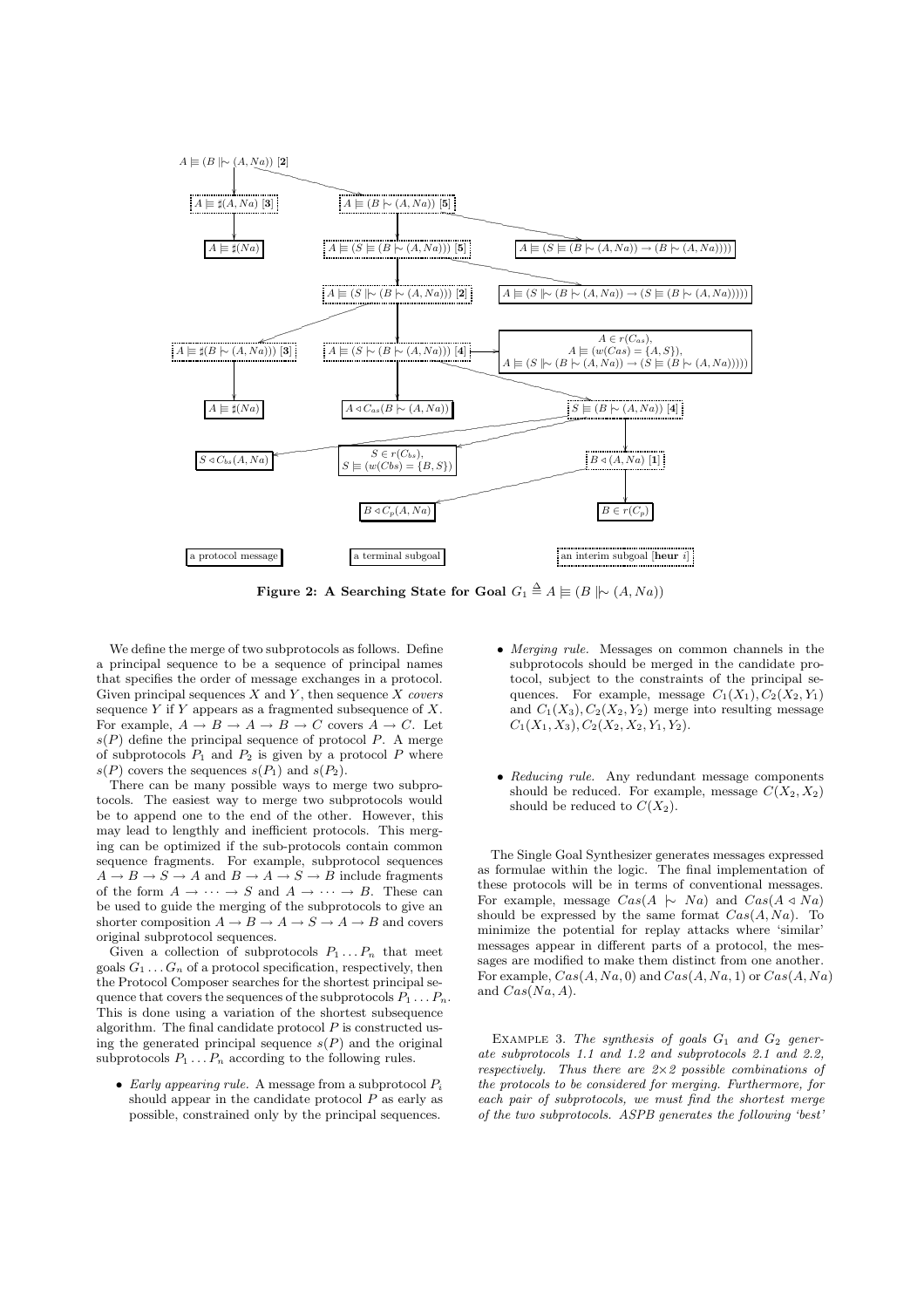**Figure 2: A Searching State for Goal $G_1 \triangleq A \models (B \mid\!\sim (A, Na))$**

We define the merge of two subprotocols as follows. Define a principal sequence to be a sequence of principal names that specifies the order of message exchanges in a protocol. Given principal sequences $X$ and $Y$, then sequence $X$ *covers* sequence $Y$ if $Y$ appears as a fragmented subsequence of $X$. For example, $A \rightarrow B \rightarrow A \rightarrow B \rightarrow C$ covers $A \rightarrow C$. Let $s(P)$ define the principal sequence of protocol $P$. A merge of subprotocols $P_1$ and $P_2$ is given by a protocol $P$ where $s(P)$ covers the sequences $s(P_1)$ and $s(P_2)$.

There can be many possible ways to merge two subprotocols. The easiest way to merge two subprotocols would be to append one to the end of the other. However, this may lead to lengthly and inefficient protocols. This merging can be optimized if the sub-protocols contain common sequence fragments. For example, subprotocol sequences $A \rightarrow B \rightarrow S \rightarrow A$ and $B \rightarrow A \rightarrow S \rightarrow B$ include fragments of the form $A \rightarrow \cdots \rightarrow S$ and $A \rightarrow \cdots \rightarrow B$. These can be used to guide the merging of the subprotocols to give an shorter composition $A \rightarrow B \rightarrow A \rightarrow S \rightarrow A \rightarrow B$ and covers original subprotocol sequences.

Given a collection of subprotocols $P_1 \ldots P_n$ that meet goals $G_1 \ldots G_n$ of a protocol specification, respectively, then the Protocol Composer searches for the shortest principal sequence that covers the sequences of the subprotocols $P_1 \ldots P_n$. This is done using a variation of the shortest subsequence algorithm. The final candidate protocol $P$ is constructed using the generated principal sequence $s(P)$ and the original subprotocols $P_1 \ldots P_n$ according to the following rules.

- *Early appearing rule.* A message from a subprotocol $P_i$ should appear in the candidate protocol $P$ as early as possible, constrained only by the principal sequences.
- *Merging rule.* Messages on common channels in the subprotocols should be merged in the candidate protocol, subject to the constraints of the principal sequences. For example, message $C_1(X_1), C_2(X_2, Y_1)$ and $C_1(X_3), C_2(X_2, Y_2)$ merge into resulting message $C_1(X_1, X_3), C_2(X_2, X_2, Y_1, Y_2)$.
- *Reducing rule.* Any redundant message components should be reduced. For example, message $C(X_2, X_2)$ should be reduced to $C(X_2)$.

The Single Goal Synthesizer generates messages expressed as formulae within the logic. The final implementation of these protocols will be in terms of conventional messages. For example, message $Cas(A \mid\!\sim Na)$ and $Cas(A \triangleleft Na)$ should be expressed by the same format $Cas(A, Na)$. To minimize the potential for replay attacks where 'similar' messages appear in different parts of a protocol, the messages are modified to make them distinct from one another. For example, $Cas(A, Na, 0)$ and $Cas(A, Na, 1)$ or $Cas(A, Na)$ and $Cas(Na, A)$.

Example 3. *The synthesis of goals $G_1$ and $G_2$ generate subprotocols 1.1 and 1.2 and subprotocols 2.1 and 2.2, respectively. Thus there are $2 \times 2$ possible combinations of the protocols to be considered for merging. Furthermore, for each pair of subprotocols, we must find the shortest merge of the two subprotocols. ASPB generates the following 'best'*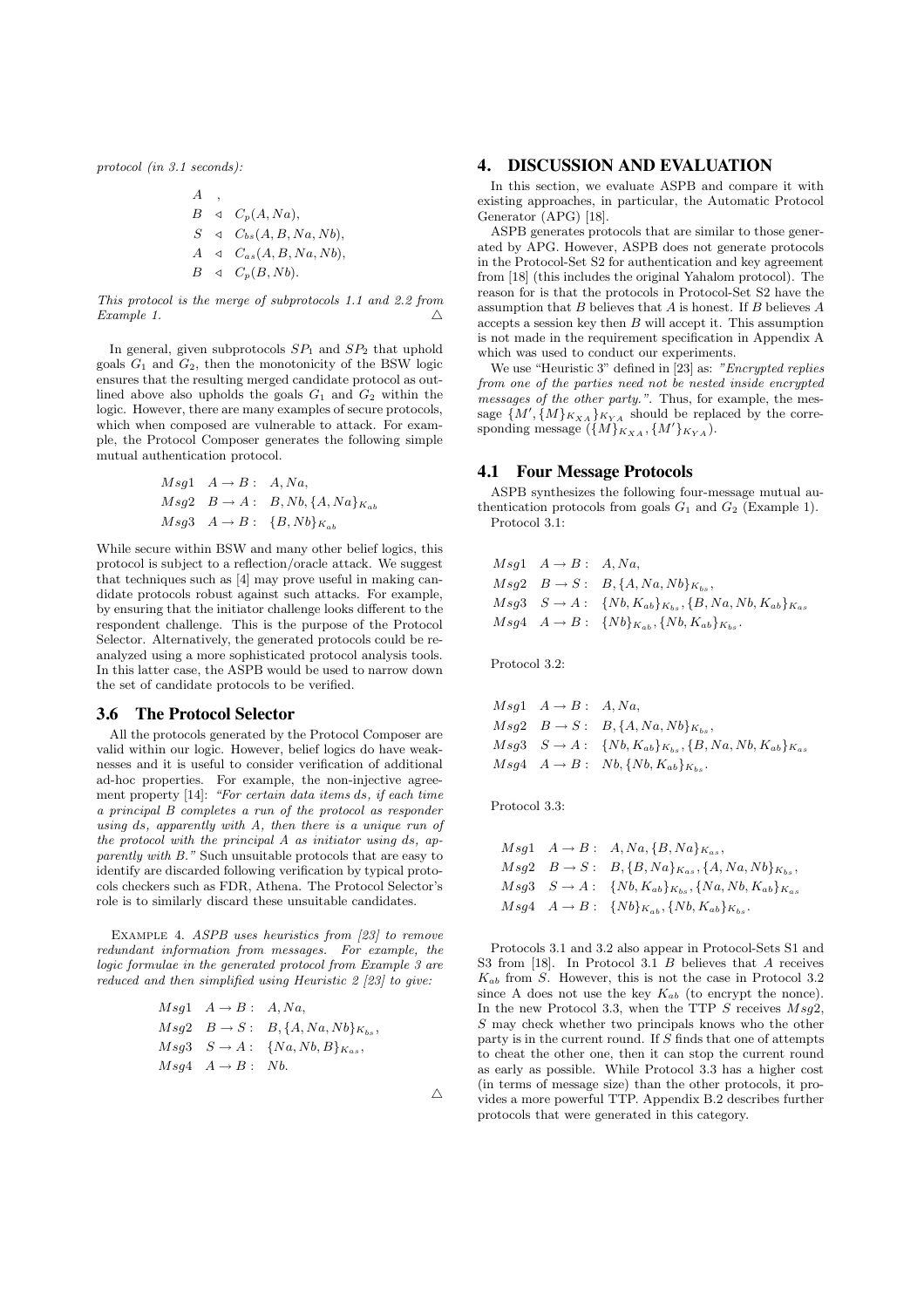*protocol (in 3.1 seconds):*

$$
\begin{array}{lll}
A & , & \\
B & \triangleleft & C_p(A, Na), \\
S & \triangleleft & C_{bs}(A, B, Na, Nb), \\
A & \triangleleft & C_{as}(A, B, Na, Nb), \\
B & \triangleleft & C_p(B, Nb).
\end{array}
$$

*This protocol is the merge of subprotocols 1.1 and 2.2 from Example 1.* △

In general, given subprotocols $SP_1$ and $SP_2$ that uphold goals $G_1$ and $G_2$, then the monotonicity of the BSW logic ensures that the resulting merged candidate protocol as outlined above also upholds the goals $G_1$ and $G_2$ within the logic. However, there are many examples of secure protocols, which when composed are vulnerable to attack. For example, the Protocol Composer generates the following simple mutual authentication protocol.

$$
\begin{array}{lll}
Msg1 & A \rightarrow B: & A, Na, \\
Msg2 & B \rightarrow A: & B, Nb, \{A, Na\}_{K_{ab}} \\
Msg3 & A \rightarrow B: & \{B, Nb\}_{K_{ab}}
\end{array}
$$

While secure within BSW and many other belief logics, this protocol is subject to a reflection/oracle attack. We suggest that techniques such as [4] may prove useful in making candidate protocols robust against such attacks. For example, by ensuring that the initiator challenge looks different to the respondent challenge. This is the purpose of the Protocol Selector. Alternatively, the generated protocols could be re-analyzed using a more sophisticated protocol analysis tools. In this latter case, the ASPB would be used to narrow down the set of candidate protocols to be verified.

### 3.6 The Protocol Selector

All the protocols generated by the Protocol Composer are valid within our logic. However, belief logics do have weaknesses and it is useful to consider verification of additional ad-hoc properties. For example, the non-injective agreement property [14]: *"For certain data items ds, if each time a principal B completes a run of the protocol as responder using ds, apparently with A, then there is a unique run of the protocol with the principal A as initiator using ds, apparently with B."* Such unsuitable protocols that are easy to identify are discarded following verification by typical protocols checkers such as FDR, Athena. The Protocol Selector's role is to similarly discard these unsuitable candidates.

Example 4. *ASPB uses heuristics from [23] to remove redundant information from messages. For example, the logic formulae in the generated protocol from Example 3 are reduced and then simplified using Heuristic 2 [23] to give:*

$$
\begin{array}{lll}
Msg1 & A \rightarrow B: & A, Na, \\
Msg2 & B \rightarrow S: & B, \{A, Na, Nb\}_{K_{bs}}, \\
Msg3 & S \rightarrow A: & \{Na, Nb, B\}_{K_{as}}, \\
Msg4 & A \rightarrow B: & Nb.
\end{array}
$$

△

## 4. DISCUSSION AND EVALUATION

In this section, we evaluate ASPB and compare it with existing approaches, in particular, the Automatic Protocol Generator (APG) [18].

ASPB generates protocols that are similar to those generated by APG. However, ASPB does not generate protocols in the Protocol-Set S2 for authentication and key agreement from [18] (this includes the original Yahalom protocol). The reason for is that the protocols in Protocol-Set S2 have the assumption that $B$ believes that $A$ is honest. If $B$ believes $A$ accepts a session key then $B$ will accept it. This assumption is not made in the requirement specification in Appendix A which was used to conduct our experiments.

We use "Heuristic 3" defined in [23] as: *"Encrypted replies from one of the parties need not be nested inside encrypted messages of the other party."*. Thus, for example, the message $\{M', \{M\}_{K_{XA}}\}_{K_{YA}}$ should be replaced by the corresponding message $(\{M\}_{K_{XA}}, \{M'\}_{K_{YA}})$.

### 4.1 Four Message Protocols

ASPB synthesizes the following four-message mutual authentication protocols from goals $G_1$ and $G_2$ (Example 1).

Protocol 3.1:

$$
\begin{array}{lll}
Msg1 & A \rightarrow B: & A, Na, \\
Msg2 & B \rightarrow S: & B, \{A, Na, Nb\}_{K_{bs}}, \\
Msg3 & S \rightarrow A: & \{Nb, K_{ab}\}_{K_{bs}}, \{B, Na, Nb, K_{ab}\}_{K_{as}} \\
Msg4 & A \rightarrow B: & \{Nb\}_{K_{ab}}, \{Nb, K_{ab}\}_{K_{bs}}.
\end{array}
$$

Protocol 3.2:

$$
\begin{array}{lll}
Msg1 & A \rightarrow B: & A, Na, \\
Msg2 & B \rightarrow S: & B, \{A, Na, Nb\}_{K_{bs}}, \\
Msg3 & S \rightarrow A: & \{Nb, K_{ab}\}_{K_{bs}}, \{B, Na, Nb, K_{ab}\}_{K_{as}} \\
Msg4 & A \rightarrow B: & Nb, \{Nb, K_{ab}\}_{K_{bs}}.
\end{array}
$$

Protocol 3.3:

$$
\begin{array}{lll}
Msg1 & A \rightarrow B: & A, Na, \{B, Na\}_{K_{as}}, \\
Msg2 & B \rightarrow S: & B, \{B, Na\}_{K_{as}}, \{A, Na, Nb\}_{K_{bs}}, \\
Msg3 & S \rightarrow A: & \{Nb, K_{ab}\}_{K_{bs}}, \{Na, Nb, K_{ab}\}_{K_{as}} \\
Msg4 & A \rightarrow B: & \{Nb\}_{K_{ab}}, \{Nb, K_{ab}\}_{K_{bs}}.
\end{array}
$$

Protocols 3.1 and 3.2 also appear in Protocol-Sets S1 and S3 from [18]. In Protocol 3.1 $B$ believes that $A$ receives $K_{ab}$ from $S$. However, this is not the case in Protocol 3.2 since A does not use the key $K_{ab}$ (to encrypt the nonce). In the new Protocol 3.3, when the TTP $S$ receives $Msg2$, $S$ may check whether two principals knows who the other party is in the current round. If $S$ finds that one of attempts to cheat the other one, then it can stop the current round as early as possible. While Protocol 3.3 has a higher cost (in terms of message size) than the other protocols, it provides a more powerful TTP. Appendix B.2 describes further protocols that were generated in this category.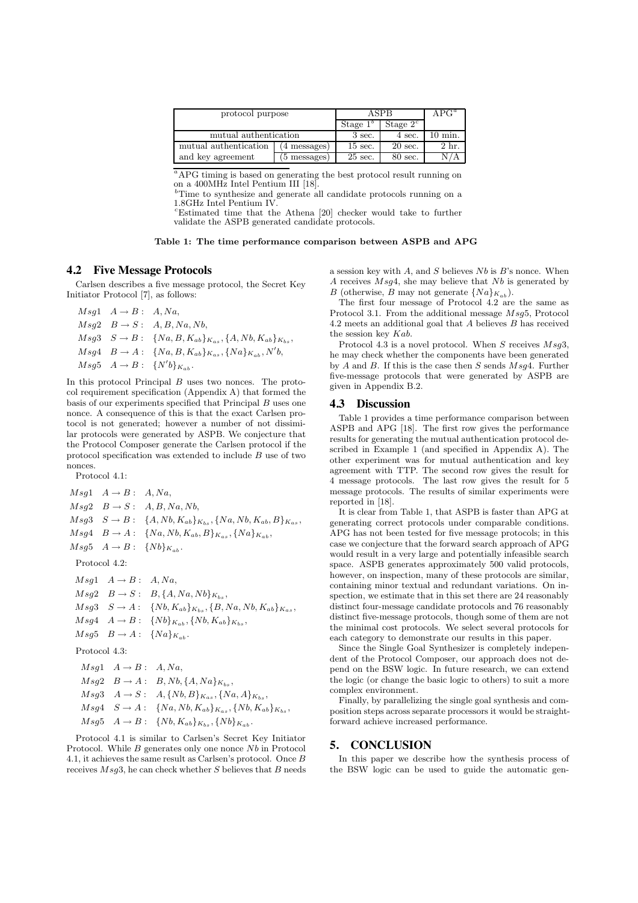| protocol purpose | | ASPB | | APG[a] |
|---|---|---|---|---|
| | | Stage 1[b] | Stage 2[c] | |
| mutual authentication | | 3 sec. | 4 sec. | 10 min. |
| mutual authentication | (4 messages) | 15 sec. | 20 sec. | 2 hr. |
| and key agreement | (5 messages) | 25 sec. | 80 sec. | N/A |

[a]APG timing is based on generating the best protocol result running on on a 400MHz Intel Pentium III [18].
[b]Time to synthesize and generate all candidate protocols running on a 1.8GHz Intel Pentium IV.
[c]Estimated time that the Athena [20] checker would take to further validate the ASPB generated candidate protocols.

**Table 1: The time performance comparison between ASPB and APG**

## 4.2 Five Message Protocols

Carlsen describes a five message protocol, the Secret Key Initiator Protocol [7], as follows:

$$\begin{aligned}
&Msg1 \quad A \to B: \quad A, Na,\\
&Msg2 \quad B \to S: \quad A, B, Na, Nb,\\
&Msg3 \quad S \to B: \quad \{Na, B, K_{ab}\}_{K_{as}}, \{A, Nb, K_{ab}\}_{K_{bs}},\\
&Msg4 \quad B \to A: \quad \{Na, B, K_{ab}\}_{K_{as}}, \{Na\}_{K_{ab}}, N'b,\\
&Msg5 \quad A \to B: \quad \{N'b\}_{K_{ab}}.
\end{aligned}$$

In this protocol Principal $B$ uses two nonces. The protocol requirement specification (Appendix A) that formed the basis of our experiments specified that Principal $B$ uses one nonce. A consequence of this is that the exact Carlsen protocol is not generated; however a number of not dissimilar protocols were generated by ASPB. We conjecture that the Protocol Composer generate the Carlsen protocol if the protocol specification was extended to include $B$ use of two nonces.

Protocol 4.1:

$$\begin{aligned}
&Msg1 \quad A \to B: \quad A, Na,\\
&Msg2 \quad B \to S: \quad A, B, Na, Nb,\\
&Msg3 \quad S \to B: \quad \{A, Nb, K_{ab}\}_{K_{bs}}, \{Na, Nb, K_{ab}, B\}_{K_{as}},\\
&Msg4 \quad B \to A: \quad \{Na, Nb, K_{ab}, B\}_{K_{as}}, \{Na\}_{K_{ab}},\\
&Msg5 \quad A \to B: \quad \{Nb\}_{K_{ab}}.
\end{aligned}$$

Protocol 4.2:

$$\begin{aligned}
&Msg1 \quad A \to B: \quad A, Na,\\
&Msg2 \quad B \to S: \quad B, \{A, Na, Nb\}_{K_{bs}},\\
&Msg3 \quad S \to A: \quad \{Nb, K_{ab}\}_{K_{bs}}, \{B, Na, Nb, K_{ab}\}_{K_{as}},\\
&Msg4 \quad A \to B: \quad \{Nb\}_{K_{ab}}, \{Nb, K_{ab}\}_{K_{bs}},\\
&Msg5 \quad B \to A: \quad \{Na\}_{K_{ab}}.
\end{aligned}$$

Protocol 4.3:

$$\begin{aligned}
&Msg1 \quad A \to B: \quad A, Na,\\
&Msg2 \quad B \to A: \quad B, Nb, \{A, Na\}_{K_{bs}},\\
&Msg3 \quad A \to S: \quad A, \{Nb, B\}_{K_{as}}, \{Na, A\}_{K_{bs}},\\
&Msg4 \quad S \to A: \quad \{Na, Nb, K_{ab}\}_{K_{as}}, \{Nb, K_{ab}\}_{K_{bs}},\\
&Msg5 \quad A \to B: \quad \{Nb, K_{ab}\}_{K_{bs}}, \{Nb\}_{K_{ab}}.
\end{aligned}$$

Protocol 4.1 is similar to Carlsen's Secret Key Initiator Protocol. While $B$ generates only one nonce $Nb$ in Protocol 4.1, it achieves the same result as Carlsen's protocol. Once $B$ receives $Msg3$, he can check whether $S$ believes that $B$ needs a session key with $A$, and $S$ believes $Nb$ is $B$'s nonce. When $A$ receives $Msg4$, she may believe that $Nb$ is generated by $B$ (otherwise, $B$ may not generate $\{Na\}_{K_{ab}}$).

The first four message of Protocol 4.2 are the same as Protocol 3.1. From the additional message $Msg5$, Protocol 4.2 meets an additional goal that $A$ believes $B$ has received the session key $Kab$.

Protocol 4.3 is a novel protocol. When $S$ receives $Msg3$, he may check whether the components have been generated by $A$ and $B$. If this is the case then $S$ sends $Msg4$. Further five-message protocols that were generated by ASPB are given in Appendix B.2.

## 4.3 Discussion

Table 1 provides a time performance comparison between ASPB and APG [18]. The first row gives the performance results for generating the mutual authentication protocol described in Example 1 (and specified in Appendix A). The other experiment was for mutual authentication and key agreement with TTP. The second row gives the result for 4 message protocols. The last row gives the result for 5 message protocols. The results of similar experiments were reported in [18].

It is clear from Table 1, that ASPB is faster than APG at generating correct protocols under comparable conditions. APG has not been tested for five message protocols; in this case we conjecture that the forward search approach of APG would result in a very large and potentially infeasible search space. ASPB generates approximately 500 valid protocols, however, on inspection, many of these protocols are similar, containing minor textual and redundant variations. On inspection, we estimate that in this set there are 24 reasonably distinct four-message candidate protocols and 76 reasonably distinct five-message protocols, though some of them are not the minimal cost protocols. We select several protocols for each category to demonstrate our results in this paper.

Since the Single Goal Synthesizer is completely independent of the Protocol Composer, our approach does not depend on the BSW logic. In future research, we can extend the logic (or change the basic logic to others) to suit a more complex environment.

Finally, by parallelizing the single goal synthesis and composition steps across separate processors it would be straightforward achieve increased performance.

# 5. CONCLUSION

In this paper we describe how the synthesis process of the BSW logic can be used to guide the automatic gen-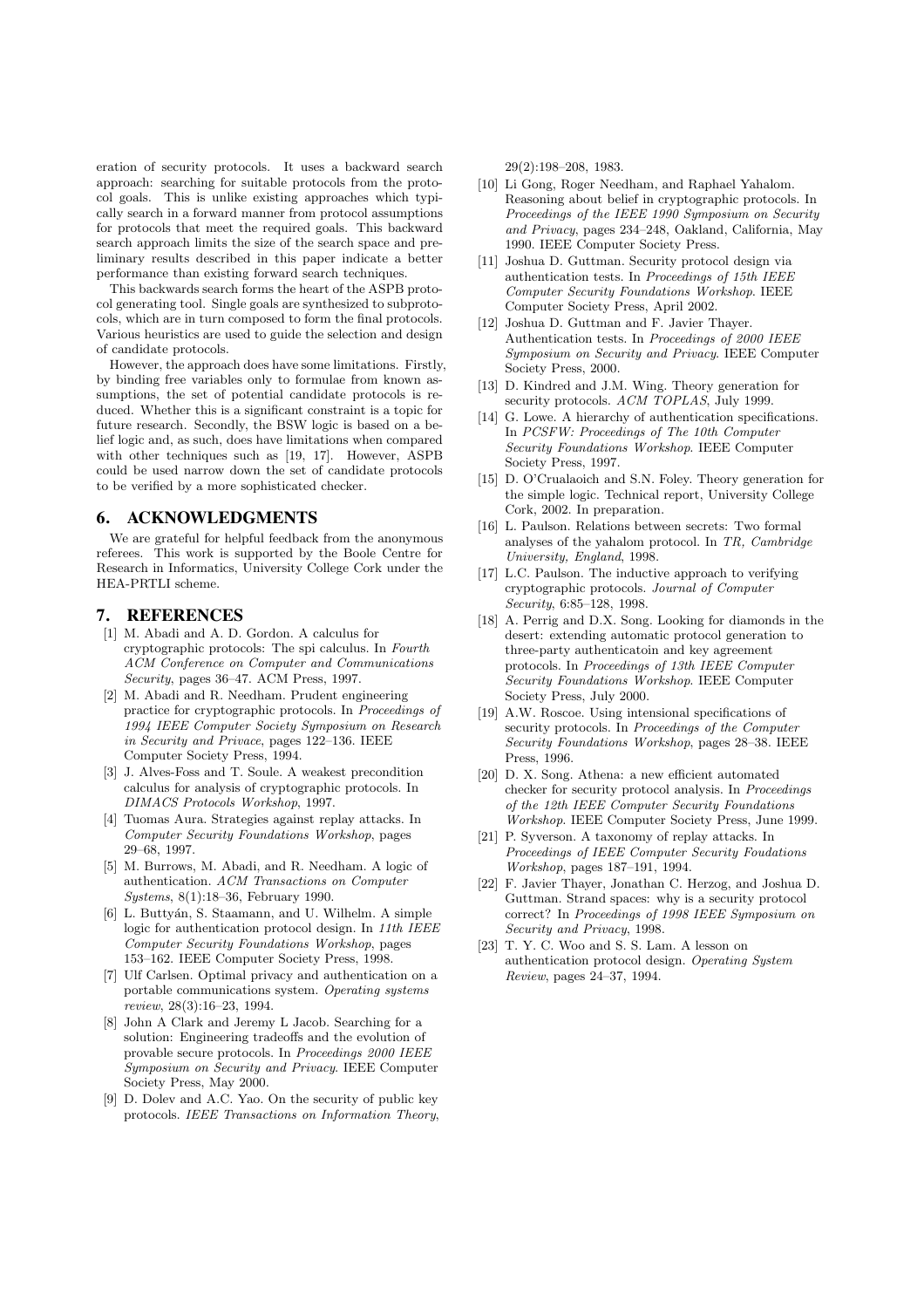eration of security protocols. It uses a backward search approach: searching for suitable protocols from the protocol goals. This is unlike existing approaches which typically search in a forward manner from protocol assumptions for protocols that meet the required goals. This backward search approach limits the size of the search space and preliminary results described in this paper indicate a better performance than existing forward search techniques.

This backwards search forms the heart of the ASPB protocol generating tool. Single goals are synthesized to subprotocols, which are in turn composed to form the final protocols. Various heuristics are used to guide the selection and design of candidate protocols.

However, the approach does have some limitations. Firstly, by binding free variables only to formulae from known assumptions, the set of potential candidate protocols is reduced. Whether this is a significant constraint is a topic for future research. Secondly, the BSW logic is based on a belief logic and, as such, does have limitations when compared with other techniques such as [19, 17]. However, ASPB could be used narrow down the set of candidate protocols to be verified by a more sophisticated checker.

## 6. ACKNOWLEDGMENTS

We are grateful for helpful feedback from the anonymous referees. This work is supported by the Boole Centre for Research in Informatics, University College Cork under the HEA-PRTLI scheme.

## 7. REFERENCES

[1] M. Abadi and A. D. Gordon. A calculus for cryptographic protocols: The spi calculus. In *Fourth ACM Conference on Computer and Communications Security*, pages 36–47. ACM Press, 1997.

[2] M. Abadi and R. Needham. Prudent engineering practice for cryptographic protocols. In *Proceedings of 1994 IEEE Computer Society Symposium on Research in Security and Privace*, pages 122–136. IEEE Computer Society Press, 1994.

[3] J. Alves-Foss and T. Soule. A weakest precondition calculus for analysis of cryptographic protocols. In *DIMACS Protocols Workshop*, 1997.

[4] Tuomas Aura. Strategies against replay attacks. In *Computer Security Foundations Workshop*, pages 29–68, 1997.

[5] M. Burrows, M. Abadi, and R. Needham. A logic of authentication. *ACM Transactions on Computer Systems*, 8(1):18–36, February 1990.

[6] L. Buttyán, S. Staamann, and U. Wilhelm. A simple logic for authentication protocol design. In *11th IEEE Computer Security Foundations Workshop*, pages 153–162. IEEE Computer Society Press, 1998.

[7] Ulf Carlsen. Optimal privacy and authentication on a portable communications system. *Operating systems review*, 28(3):16–23, 1994.

[8] John A Clark and Jeremy L Jacob. Searching for a solution: Engineering tradeoffs and the evolution of provable secure protocols. In *Proceedings 2000 IEEE Symposium on Security and Privacy*. IEEE Computer Society Press, May 2000.

[9] D. Dolev and A.C. Yao. On the security of public key protocols. *IEEE Transactions on Information Theory*, 29(2):198–208, 1983.

[10] Li Gong, Roger Needham, and Raphael Yahalom. Reasoning about belief in cryptographic protocols. In *Proceedings of the IEEE 1990 Symposium on Security and Privacy*, pages 234–248, Oakland, California, May 1990. IEEE Computer Society Press.

[11] Joshua D. Guttman. Security protocol design via authentication tests. In *Proceedings of 15th IEEE Computer Security Foundations Workshop*. IEEE Computer Society Press, April 2002.

[12] Joshua D. Guttman and F. Javier Thayer. Authentication tests. In *Proceedings of 2000 IEEE Symposium on Security and Privacy*. IEEE Computer Society Press, 2000.

[13] D. Kindred and J.M. Wing. Theory generation for security protocols. *ACM TOPLAS*, July 1999.

[14] G. Lowe. A hierarchy of authentication specifications. In *PCSFW: Proceedings of The 10th Computer Security Foundations Workshop*. IEEE Computer Society Press, 1997.

[15] D. O'Crualaoich and S.N. Foley. Theory generation for the simple logic. Technical report, University College Cork, 2002. In preparation.

[16] L. Paulson. Relations between secrets: Two formal analyses of the yahalom protocol. In *TR, Cambridge University, England*, 1998.

[17] L.C. Paulson. The inductive approach to verifying cryptographic protocols. *Journal of Computer Security*, 6:85–128, 1998.

[18] A. Perrig and D.X. Song. Looking for diamonds in the desert: extending automatic protocol generation to three-party authenticatoin and key agreement protocols. In *Proceedings of 13th IEEE Computer Security Foundations Workshop*. IEEE Computer Society Press, July 2000.

[19] A.W. Roscoe. Using intensional specifications of security protocols. In *Proceedings of the Computer Security Foundations Workshop*, pages 28–38. IEEE Press, 1996.

[20] D. X. Song. Athena: a new efficient automated checker for security protocol analysis. In *Proceedings of the 12th IEEE Computer Security Foundations Workshop*. IEEE Computer Society Press, June 1999.

[21] P. Syverson. A taxonomy of replay attacks. In *Proceedings of IEEE Computer Security Foudations Workshop*, pages 187–191, 1994.

[22] F. Javier Thayer, Jonathan C. Herzog, and Joshua D. Guttman. Strand spaces: why is a security protocol correct? In *Proceedings of 1998 IEEE Symposium on Security and Privacy*, 1998.

[23] T. Y. C. Woo and S. S. Lam. A lesson on authentication protocol design. *Operating System Review*, pages 24–37, 1994.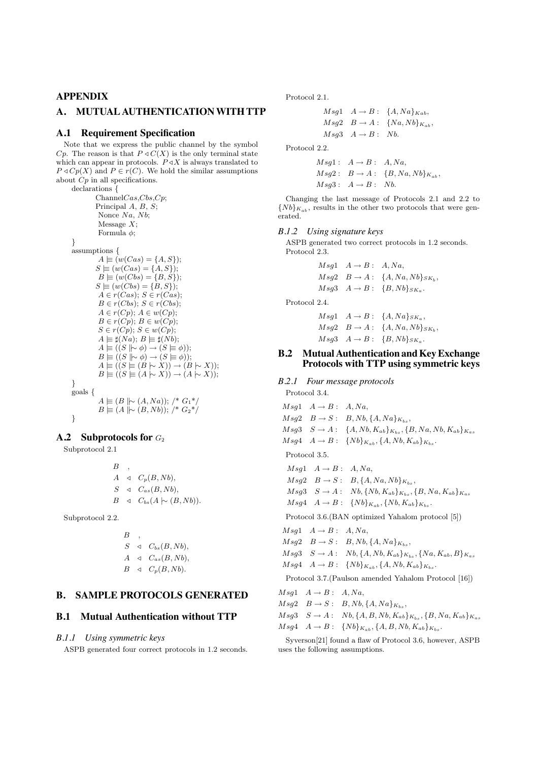# APPENDIX

## A. MUTUAL AUTHENTICATION WITH TTP

### A.1 Requirement Specification

Note that we express the public channel by the symbol $Cp$. The reason is that $P \triangleleft C(X)$ is the only terminal state which can appear in protocols. $P \triangleleft X$ is always translated to $P \triangleleft Cp(X)$ and $P \in r(C)$. We hold the similar assumptions about $Cp$ in all specifications.

declarations {
  Channel $Cas$,$Cbs$,$Cp$;
  Principal $A$, $B$, $S$;
  Nonce $Na$, $Nb$;
  Message $X$;
  Formula $\phi$;
}
assumptions {
  $A \models (w(Cas) = \{A, S\})$;
  $S \models (w(Cas) = \{A, S\})$;
  $B \models (w(Cbs) = \{B, S\})$;
  $S \models (w(Cbs) = \{B, S\})$;
  $A \in r(Cas)$; $S \in r(Cas)$;
  $B \in r(Cbs)$; $S \in r(Cbs)$;
  $A \in r(Cp)$; $A \in w(Cp)$;
  $B \in r(Cp)$; $B \in w(Cp)$;
  $S \in r(Cp)$; $S \in w(Cp)$;
  $A \models \sharp(Na)$; $B \models \sharp(Nb)$;
  $A \models ((S \mid\!\sim \phi) \rightarrow (S \models \phi))$;
  $B \models ((S \mid\!\sim \phi) \rightarrow (S \models \phi))$;
  $A \models ((S \models (B \mid\!\sim X)) \rightarrow (B \mid\!\sim X))$;
  $B \models ((S \models (A \mid\!\sim X)) \rightarrow (A \mid\!\sim X))$;
}
goals {
  $A \models (B \Vdash\!\sim (A, Na))$; /* $G_1$*/
  $B \models (A \Vdash\!\sim (B, Nb))$; /* $G_2$*/
}

### A.2 Subprotocols for $G_2$

Subprotocol 2.1

$$
\begin{array}{lll}
B & , & \\
A & \triangleleft & C_p(B, Nb), \\
S & \triangleleft & C_{as}(B, Nb), \\
B & \triangleleft & C_{bs}(A \mid\!\sim (B, Nb)).
\end{array}
$$

Subprotocol 2.2.

$$
\begin{array}{lll}
B & , & \\
S & \triangleleft & C_{bs}(B, Nb), \\
A & \triangleleft & C_{as}(B, Nb), \\
B & \triangleleft & C_p(B, Nb).
\end{array}
$$

## B. SAMPLE PROTOCOLS GENERATED

### B.1 Mutual Authentication without TTP

#### B.1.1 Using symmetric keys

ASPB generated four correct protocols in 1.2 seconds.

Protocol 2.1.

$$
\begin{array}{lll}
Msg1 & A \rightarrow B: & \{A, Na\}_{Kab}, \\
Msg2 & B \rightarrow A: & \{Na, Nb\}_{K_{ab}}, \\
Msg3 & A \rightarrow B: & Nb.
\end{array}
$$

Protocol 2.2.

$$
\begin{array}{lll}
Msg1: & A \rightarrow B: & A, Na, \\
Msg2: & B \rightarrow A: & \{B, Na, Nb\}_{K_{ab}}, \\
Msg3: & A \rightarrow B: & Nb.
\end{array}
$$

Changing the last message of Protocols 2.1 and 2.2 to $\{Nb\}_{K_{ab}}$, results in the other two protocols that were generated.

#### B.1.2 Using signature keys

ASPB generated two correct protocols in 1.2 seconds.

Protocol 2.3.

$$
\begin{array}{lll}
Msg1 & A \rightarrow B: & A, Na, \\
Msg2 & B \rightarrow A: & \{A, Na, Nb\}_{SK_b}, \\
Msg3 & A \rightarrow B: & \{B, Nb\}_{SK_a}.
\end{array}
$$

Protocol 2.4.

$$
\begin{array}{lll}
Msg1 & A \rightarrow B: & \{A, Na\}_{SK_a}, \\
Msg2 & B \rightarrow A: & \{A, Na, Nb\}_{SK_b}, \\
Msg3 & A \rightarrow B: & \{B, Nb\}_{SK_a}.
\end{array}
$$

### B.2 Mutual Authentication and Key Exchange Protocols with TTP using symmetric keys

#### B.2.1 Four message protocols

Protocol 3.4.

$$
\begin{array}{lll}
Msg1 & A \rightarrow B: & A, Na, \\
Msg2 & B \rightarrow S: & B, Nb, \{A, Na\}_{K_{bs}}, \\
Msg3 & S \rightarrow A: & \{A, Nb, K_{ab}\}_{K_{bs}}, \{B, Na, Nb, K_{ab}\}_{K_{as}} \\
Msg4 & A \rightarrow B: & \{Nb\}_{K_{ab}}, \{A, Nb, K_{ab}\}_{K_{bs}}.
\end{array}
$$

Protocol 3.5.

$$
\begin{array}{lll}
Msg1 & A \rightarrow B: & A, Na, \\
Msg2 & B \rightarrow S: & B, \{A, Na, Nb\}_{K_{bs}}, \\
Msg3 & S \rightarrow A: & Nb, \{Nb, K_{ab}\}_{K_{bs}}, \{B, Na, K_{ab}\}_{K_{as}} \\
Msg4 & A \rightarrow B: & \{Nb\}_{K_{ab}}, \{Nb, K_{ab}\}_{K_{bs}}.
\end{array}
$$

Protocol 3.6.(BAN optimized Yahalom protocol [5])

$$
\begin{array}{lll}
Msg1 & A \rightarrow B: & A, Na, \\
Msg2 & B \rightarrow S: & B, Nb, \{A, Na\}_{K_{bs}}, \\
Msg3 & S \rightarrow A: & Nb, \{A, Nb, K_{ab}\}_{K_{bs}}, \{Na, K_{ab}, B\}_{K_{as}} \\
Msg4 & A \rightarrow B: & \{Nb\}_{K_{ab}}, \{A, Nb, K_{ab}\}_{K_{bs}}.
\end{array}
$$

Protocol 3.7.(Paulson amended Yahalom Protocol [16])

$$
\begin{array}{lll}
Msg1 & A \rightarrow B: & A, Na, \\
Msg2 & B \rightarrow S: & B, Nb, \{A, Na\}_{K_{bs}}, \\
Msg3 & S \rightarrow A: & Nb, \{A, B, Nb, K_{ab}\}_{K_{bs}}, \{B, Na, K_{ab}\}_{K_{as}} \\
Msg4 & A \rightarrow B: & \{Nb\}_{K_{ab}}, \{A, B, Nb, K_{ab}\}_{K_{bs}}.
\end{array}
$$

Syverson[21] found a flaw of Protocol 3.6, however, ASPB uses the following assumptions.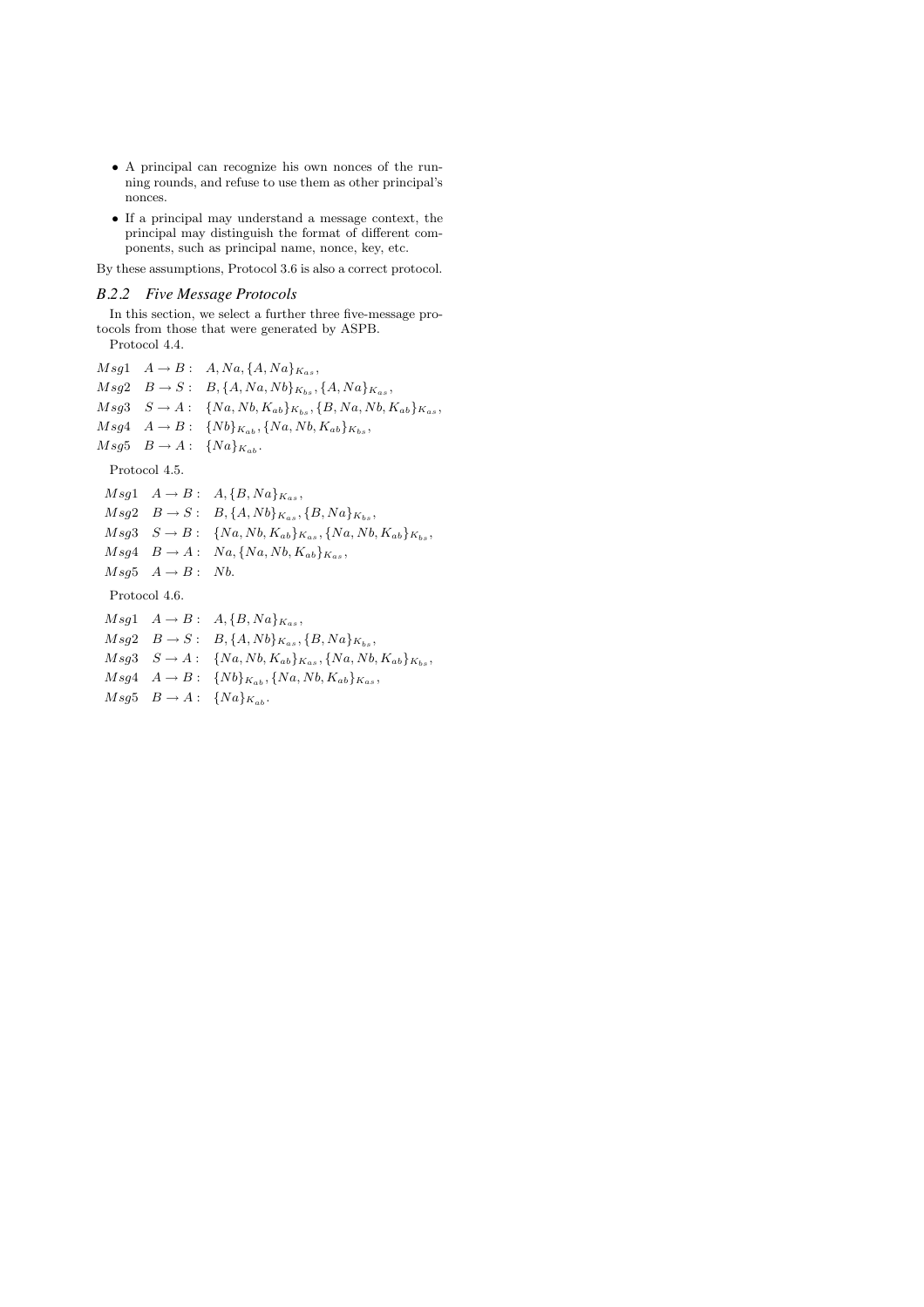- A principal can recognize his own nonces of the running rounds, and refuse to use them as other principal's nonces.
- If a principal may understand a message context, the principal may distinguish the format of different components, such as principal name, nonce, key, etc.

By these assumptions, Protocol 3.6 is also a correct protocol.

### *B.2.2 Five Message Protocols*

In this section, we select a further three five-message protocols from those that were generated by ASPB.

Protocol 4.4.

$$
\begin{aligned}
&Msg1 \quad A \rightarrow B: \quad A, Na, \{A, Na\}_{K_{as}}, \\
&Msg2 \quad B \rightarrow S: \quad B, \{A, Na, Nb\}_{K_{bs}}, \{A, Na\}_{K_{as}}, \\
&Msg3 \quad S \rightarrow A: \quad \{Na, Nb, K_{ab}\}_{K_{bs}}, \{B, Na, Nb, K_{ab}\}_{K_{as}}, \\
&Msg4 \quad A \rightarrow B: \quad \{Nb\}_{K_{ab}}, \{Na, Nb, K_{ab}\}_{K_{bs}}, \\
&Msg5 \quad B \rightarrow A: \quad \{Na\}_{K_{ab}}.
\end{aligned}
$$

Protocol 4.5.

$$
\begin{aligned}
&Msg1 \quad A \rightarrow B: \quad A, \{B, Na\}_{K_{as}}, \\
&Msg2 \quad B \rightarrow S: \quad B, \{A, Nb\}_{K_{as}}, \{B, Na\}_{K_{bs}}, \\
&Msg3 \quad S \rightarrow B: \quad \{Na, Nb, K_{ab}\}_{K_{as}}, \{Na, Nb, K_{ab}\}_{K_{bs}}, \\
&Msg4 \quad B \rightarrow A: \quad Na, \{Na, Nb, K_{ab}\}_{K_{as}}, \\
&Msg5 \quad A \rightarrow B: \quad Nb.
\end{aligned}
$$

Protocol 4.6.

$$
\begin{aligned}
&Msg1 \quad A \rightarrow B: \quad A, \{B, Na\}_{K_{as}}, \\
&Msg2 \quad B \rightarrow S: \quad B, \{A, Nb\}_{K_{as}}, \{B, Na\}_{K_{bs}}, \\
&Msg3 \quad S \rightarrow A: \quad \{Na, Nb, K_{ab}\}_{K_{as}}, \{Na, Nb, K_{ab}\}_{K_{bs}}, \\
&Msg4 \quad A \rightarrow B: \quad \{Nb\}_{K_{ab}}, \{Na, Nb, K_{ab}\}_{K_{as}}, \\
&Msg5 \quad B \rightarrow A: \quad \{Na\}_{K_{ab}}.
\end{aligned}
$$